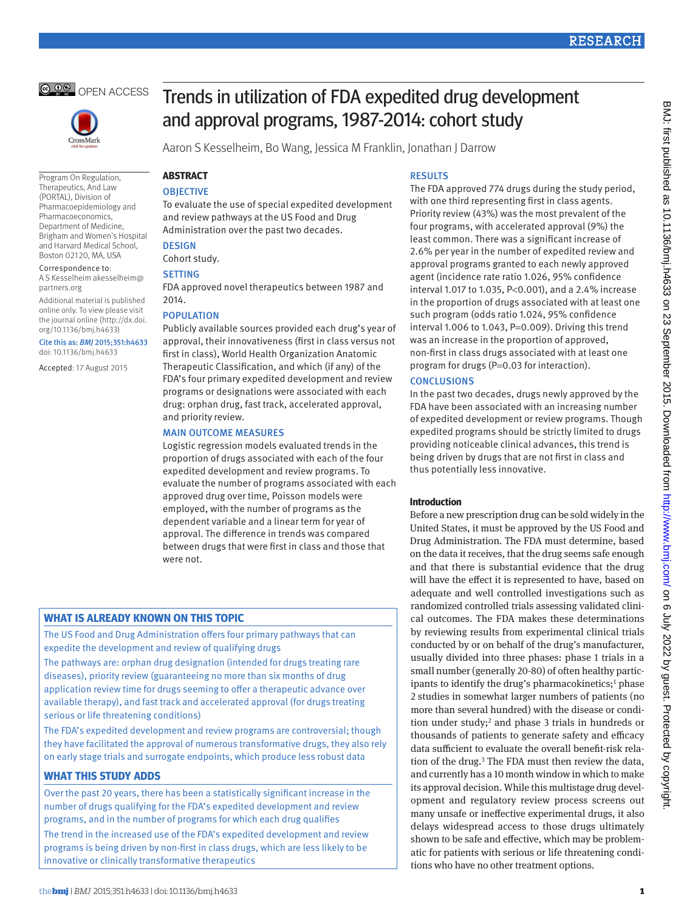OPEN ACCESS

# Trends in utilization of FDA expedited drug development and approval programs, 1987-2014: cohort study

Aaron S Kesselheim, Bo Wang, Jessica M Franklin, Jonathan J Darrow

Program On Regulation, Therapeutics, And Law (PORTAL), Division of Pharmacoepidemiology and Pharmacoeconomics, Department of Medicine, Brigham and Women's Hospital and Harvard Medical School, Boston 02120, MA, USA

Correspondence to: A S Kesselheim akesselheim@partners.org

Additional material is published online only. To view please visit the journal online (http://dx.doi.org/10.1136/bmj.h4633)

Cite this as: *BMJ* 2015;351:h4633 doi: 10.1136/bmj.h4633

Accepted: 17 August 2015

## ABSTRACT

### OBJECTIVE

To evaluate the use of special expedited development and review pathways at the US Food and Drug Administration over the past two decades.

### DESIGN

Cohort study.

### SETTING

FDA approved novel therapeutics between 1987 and 2014.

### POPULATION

Publicly available sources provided each drug's year of approval, their innovativeness (first in class versus not first in class), World Health Organization Anatomic Therapeutic Classification, and which (if any) of the FDA's four primary expedited development and review programs or designations were associated with each drug: orphan drug, fast track, accelerated approval, and priority review.

### MAIN OUTCOME MEASURES

Logistic regression models evaluated trends in the proportion of drugs associated with each of the four expedited development and review programs. To evaluate the number of programs associated with each approved drug over time, Poisson models were employed, with the number of programs as the dependent variable and a linear term for year of approval. The difference in trends was compared between drugs that were first in class and those that were not.

### RESULTS

The FDA approved 774 drugs during the study period, with one third representing first in class agents. Priority review (43%) was the most prevalent of the four programs, with accelerated approval (9%) the least common. There was a significant increase of 2.6% per year in the number of expedited review and approval programs granted to each newly approved agent (incidence rate ratio 1.026, 95% confidence interval 1.017 to 1.035, $P<0.001$), and a 2.4% increase in the proportion of drugs associated with at least one such program (odds ratio 1.024, 95% confidence interval 1.006 to 1.043, $P=0.009$). Driving this trend was an increase in the proportion of approved, non-first in class drugs associated with at least one program for drugs ($P=0.03$ for interaction).

### CONCLUSIONS

In the past two decades, drugs newly approved by the FDA have been associated with an increasing number of expedited development or review programs. Though expedited programs should be strictly limited to drugs providing noticeable clinical advances, this trend is being driven by drugs that are not first in class and thus potentially less innovative.

### WHAT IS ALREADY KNOWN ON THIS TOPIC

The US Food and Drug Administration offers four primary pathways that can expedite the development and review of qualifying drugs

The pathways are: orphan drug designation (intended for drugs treating rare diseases), priority review (guaranteeing no more than six months of drug application review time for drugs seeming to offer a therapeutic advance over available therapy), and fast track and accelerated approval (for drugs treating serious or life threatening conditions)

The FDA's expedited development and review programs are controversial; though they have facilitated the approval of numerous transformative drugs, they also rely on early stage trials and surrogate endpoints, which produce less robust data

### WHAT THIS STUDY ADDS

Over the past 20 years, there has been a statistically significant increase in the number of drugs qualifying for the FDA's expedited development and review programs, and in the number of programs for which each drug qualifies

The trend in the increased use of the FDA's expedited development and review programs is being driven by non-first in class drugs, which are less likely to be innovative or clinically transformative therapeutics

## Introduction

Before a new prescription drug can be sold widely in the United States, it must be approved by the US Food and Drug Administration. The FDA must determine, based on the data it receives, that the drug seems safe enough and that there is substantial evidence that the drug will have the effect it is represented to have, based on adequate and well controlled investigations such as randomized controlled trials assessing validated clinical outcomes. The FDA makes these determinations by reviewing results from experimental clinical trials conducted by or on behalf of the drug's manufacturer, usually divided into three phases: phase 1 trials in a small number (generally 20-80) of often healthy participants to identify the drug's pharmacokinetics;[1] phase 2 studies in somewhat larger numbers of patients (no more than several hundred) with the disease or condition under study;[2] and phase 3 trials in hundreds or thousands of patients to generate safety and efficacy data sufficient to evaluate the overall benefit-risk relation of the drug.[3] The FDA must then review the data, and currently has a 10 month window in which to make its approval decision. While this multistage drug development and regulatory review process screens out many unsafe or ineffective experimental drugs, it also delays widespread access to those drugs ultimately shown to be safe and effective, which may be problematic for patients with serious or life threatening conditions who have no other treatment options.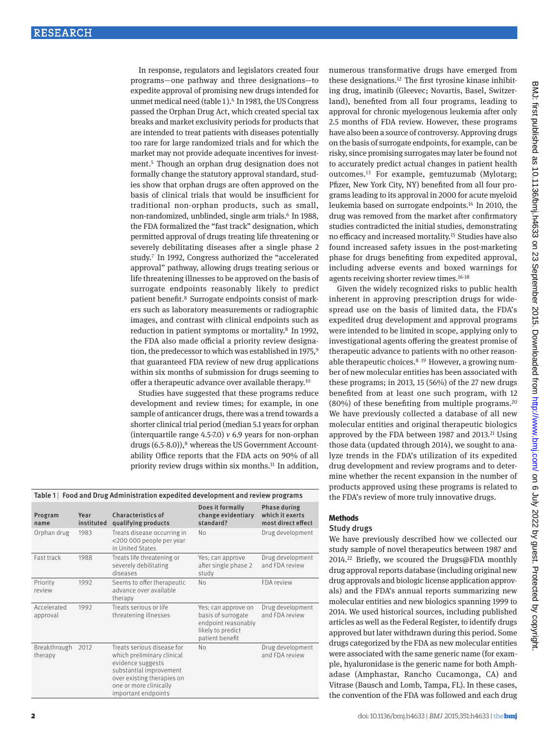In response, regulators and legislators created four programs—one pathway and three designations—to expedite approval of promising new drugs intended for unmet medical need (table 1).[4] In 1983, the US Congress passed the Orphan Drug Act, which created special tax breaks and market exclusivity periods for products that are intended to treat patients with diseases potentially too rare for large randomized trials and for which the market may not provide adequate incentives for investment.[5] Though an orphan drug designation does not formally change the statutory approval standard, studies show that orphan drugs are often approved on the basis of clinical trials that would be insufficient for traditional non-orphan products, such as small, non-randomized, unblinded, single arm trials.[6] In 1988, the FDA formalized the "fast track" designation, which permitted approval of drugs treating life threatening or severely debilitating diseases after a single phase 2 study.[7] In 1992, Congress authorized the "accelerated approval" pathway, allowing drugs treating serious or life threatening illnesses to be approved on the basis of surrogate endpoints reasonably likely to predict patient benefit.[8] Surrogate endpoints consist of markers such as laboratory measurements or radiographic images, and contrast with clinical endpoints such as reduction in patient symptoms or mortality.[8] In 1992, the FDA also made official a priority review designation, the predecessor to which was established in 1975,[9] that guaranteed FDA review of new drug applications within six months of submission for drugs seeming to offer a therapeutic advance over available therapy.[10]

Studies have suggested that these programs reduce development and review times; for example, in one sample of anticancer drugs, there was a trend towards a shorter clinical trial period (median 5.1 years for orphan (interquartile range 4.5-7.0) *v* 6.9 years for non-orphan drugs (6.5-8.0)),[8] whereas the US Government Accountability Office reports that the FDA acts on 90% of all priority review drugs within six months.[11] In addition, numerous transformative drugs have emerged from these designations.[12] The first tyrosine kinase inhibiting drug, imatinib (Gleevec; Novartis, Basel, Switzerland), benefited from all four programs, leading to approval for chronic myelogenous leukemia after only 2.5 months of FDA review. However, these programs have also been a source of controversy. Approving drugs on the basis of surrogate endpoints, for example, can be risky, since promising surrogates may later be found not to accurately predict actual changes in patient health outcomes.[13] For example, gemtuzumab (Mylotarg; Pfizer, New York City, NY) benefited from all four programs leading to its approval in 2000 for acute myeloid leukemia based on surrogate endpoints.[14] In 2010, the drug was removed from the market after confirmatory studies contradicted the initial studies, demonstrating no efficacy and increased mortality.[15] Studies have also found increased safety issues in the post-marketing phase for drugs benefiting from expedited approval, including adverse events and boxed warnings for agents receiving shorter review times.[16-18]

Table 1 | Food and Drug Administration expedited development and review programs

| Program name | Year instituted | Characteristics of qualifying products | Does it formally change evidentiary standard? | Phase during which it exerts most direct effect |
|---|---|---|---|---|
| Orphan drug | 1983 | Treats disease occurring in <200 000 people per year in United States | No | Drug development |
| Fast track | 1988 | Treats life threatening or severely debilitating diseases | Yes; can approve after single phase 2 study | Drug development and FDA review |
| Priority review | 1992 | Seems to offer therapeutic advance over available therapy | No | FDA review |
| Accelerated approval | 1992 | Treats serious or life threatening illnesses | Yes; can approve on basis of surrogate endpoint reasonably likely to predict patient benefit | Drug development and FDA review |
| Breakthrough therapy | 2012 | Treats serious disease for which preliminary clinical evidence suggests substantial improvement over existing therapies on one or more clinically important endpoints | No | Drug development and FDA review |

Given the widely recognized risks to public health inherent in approving prescription drugs for widespread use on the basis of limited data, the FDA's expedited drug development and approval programs were intended to be limited in scope, applying only to investigational agents offering the greatest promise of therapeutic advance to patients with no other reasonable therapeutic choices.[8,19] However, a growing number of new molecular entities has been associated with these programs; in 2013, 15 (56%) of the 27 new drugs benefited from at least one such program, with 12 (80%) of these benefiting from multiple programs.[20] We have previously collected a database of all new molecular entities and original therapeutic biologics approved by the FDA between 1987 and 2013.[21] Using those data (updated through 2014), we sought to analyze trends in the FDA's utilization of its expedited drug development and review programs and to determine whether the recent expansion in the number of products approved using these programs is related to the FDA's review of more truly innovative drugs.

## Methods

### Study drugs

We have previously described how we collected our study sample of novel therapeutics between 1987 and 2014.[22] Briefly, we scoured the Drugs@FDA monthly drug approval reports database (including original new drug approvals and biologic license application approvals) and the FDA's annual reports summarizing new molecular entities and new biologics spanning 1999 to 2014. We used historical sources, including published articles as well as the Federal Register, to identify drugs approved but later withdrawn during this period. Some drugs categorized by the FDA as new molecular entities were associated with the same generic name (for example, hyaluronidase is the generic name for both Amphadase (Amphastar, Rancho Cucamonga, CA) and Vitrase (Bausch and Lomb, Tampa, FL). In these cases, the convention of the FDA was followed and each drug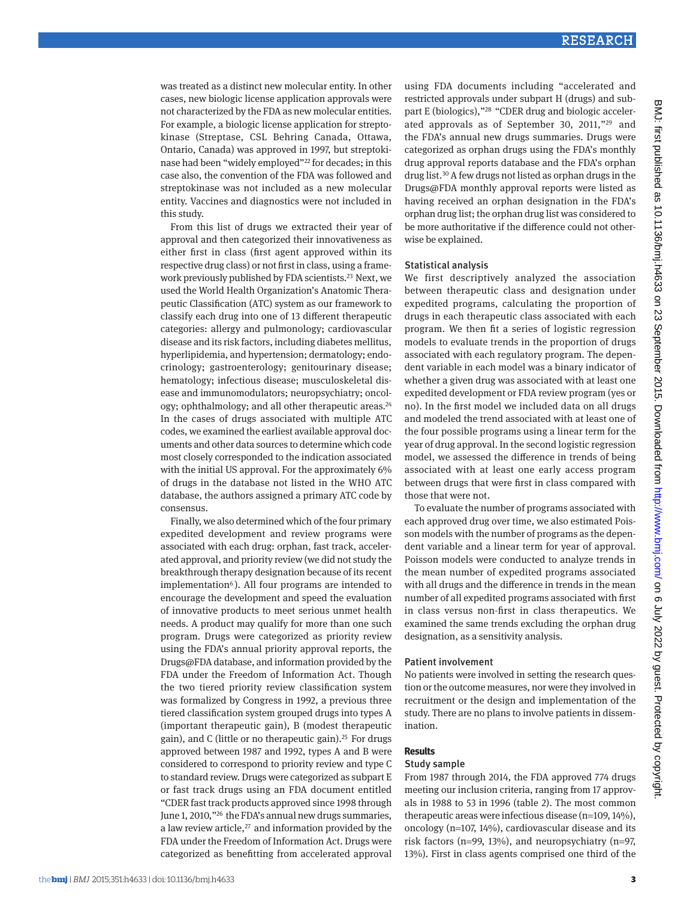was treated as a distinct new molecular entity. In other cases, new biologic license application approvals were not characterized by the FDA as new molecular entities. For example, a biologic license application for streptokinase (Streptase, CSL Behring Canada, Ottawa, Ontario, Canada) was approved in 1997, but streptokinase had been "widely employed"[22] for decades; in this case also, the convention of the FDA was followed and streptokinase was not included as a new molecular entity. Vaccines and diagnostics were not included in this study.

From this list of drugs we extracted their year of approval and then categorized their innovativeness as either first in class (first agent approved within its respective drug class) or not first in class, using a framework previously published by FDA scientists.[23] Next, we used the World Health Organization's Anatomic Therapeutic Classification (ATC) system as our framework to classify each drug into one of 13 different therapeutic categories: allergy and pulmonology; cardiovascular disease and its risk factors, including diabetes mellitus, hyperlipidemia, and hypertension; dermatology; endocrinology; gastroenterology; genitourinary disease; hematology; infectious disease; musculoskeletal disease and immunomodulators; neuropsychiatry; oncology; ophthalmology; and all other therapeutic areas.[24] In the cases of drugs associated with multiple ATC codes, we examined the earliest available approval documents and other data sources to determine which code most closely corresponded to the indication associated with the initial US approval. For the approximately 6% of drugs in the database not listed in the WHO ATC database, the authors assigned a primary ATC code by consensus.

Finally, we also determined which of the four primary expedited development and review programs were associated with each drug: orphan, fast track, accelerated approval, and priority review (we did not study the breakthrough therapy designation because of its recent implementation[6]). All four programs are intended to encourage the development and speed the evaluation of innovative products to meet serious unmet health needs. A product may qualify for more than one such program. Drugs were categorized as priority review using the FDA's annual priority approval reports, the Drugs@FDA database, and information provided by the FDA under the Freedom of Information Act. Though the two tiered priority review classification system was formalized by Congress in 1992, a previous three tiered classification system grouped drugs into types A (important therapeutic gain), B (modest therapeutic gain), and C (little or no therapeutic gain).[25] For drugs approved between 1987 and 1992, types A and B were considered to correspond to priority review and type C to standard review. Drugs were categorized as subpart E or fast track drugs using an FDA document entitled "CDER fast track products approved since 1998 through June 1, 2010,"[26] the FDA's annual new drugs summaries, a law review article,[27] and information provided by the FDA under the Freedom of Information Act. Drugs were categorized as benefitting from accelerated approval using FDA documents including "accelerated and restricted approvals under subpart H (drugs) and subpart E (biologics),"[28] "CDER drug and biologic accelerated approvals as of September 30, 2011,"[29] and the FDA's annual new drugs summaries. Drugs were categorized as orphan drugs using the FDA's monthly drug approval reports database and the FDA's orphan drug list.[30] A few drugs not listed as orphan drugs in the Drugs@FDA monthly approval reports were listed as having received an orphan designation in the FDA's orphan drug list; the orphan drug list was considered to be more authoritative if the difference could not otherwise be explained.

### Statistical analysis

We first descriptively analyzed the association between therapeutic class and designation under expedited programs, calculating the proportion of drugs in each therapeutic class associated with each program. We then fit a series of logistic regression models to evaluate trends in the proportion of drugs associated with each regulatory program. The dependent variable in each model was a binary indicator of whether a given drug was associated with at least one expedited development or FDA review program (yes or no). In the first model we included data on all drugs and modeled the trend associated with at least one of the four possible programs using a linear term for the year of drug approval. In the second logistic regression model, we assessed the difference in trends of being associated with at least one early access program between drugs that were first in class compared with those that were not.

To evaluate the number of programs associated with each approved drug over time, we also estimated Poisson models with the number of programs as the dependent variable and a linear term for year of approval. Poisson models were conducted to analyze trends in the mean number of expedited programs associated with all drugs and the difference in trends in the mean number of all expedited programs associated with first in class versus non-first in class therapeutics. We examined the same trends excluding the orphan drug designation, as a sensitivity analysis.

### Patient involvement

No patients were involved in setting the research question or the outcome measures, nor were they involved in recruitment or the design and implementation of the study. There are no plans to involve patients in dissemination.

## Results

### Study sample

From 1987 through 2014, the FDA approved 774 drugs meeting our inclusion criteria, ranging from 17 approvals in 1988 to 53 in 1996 (table 2). The most common therapeutic areas were infectious disease (n=109, 14%), oncology (n=107, 14%), cardiovascular disease and its risk factors (n=99, 13%), and neuropsychiatry (n=97, 13%). First in class agents comprised one third of the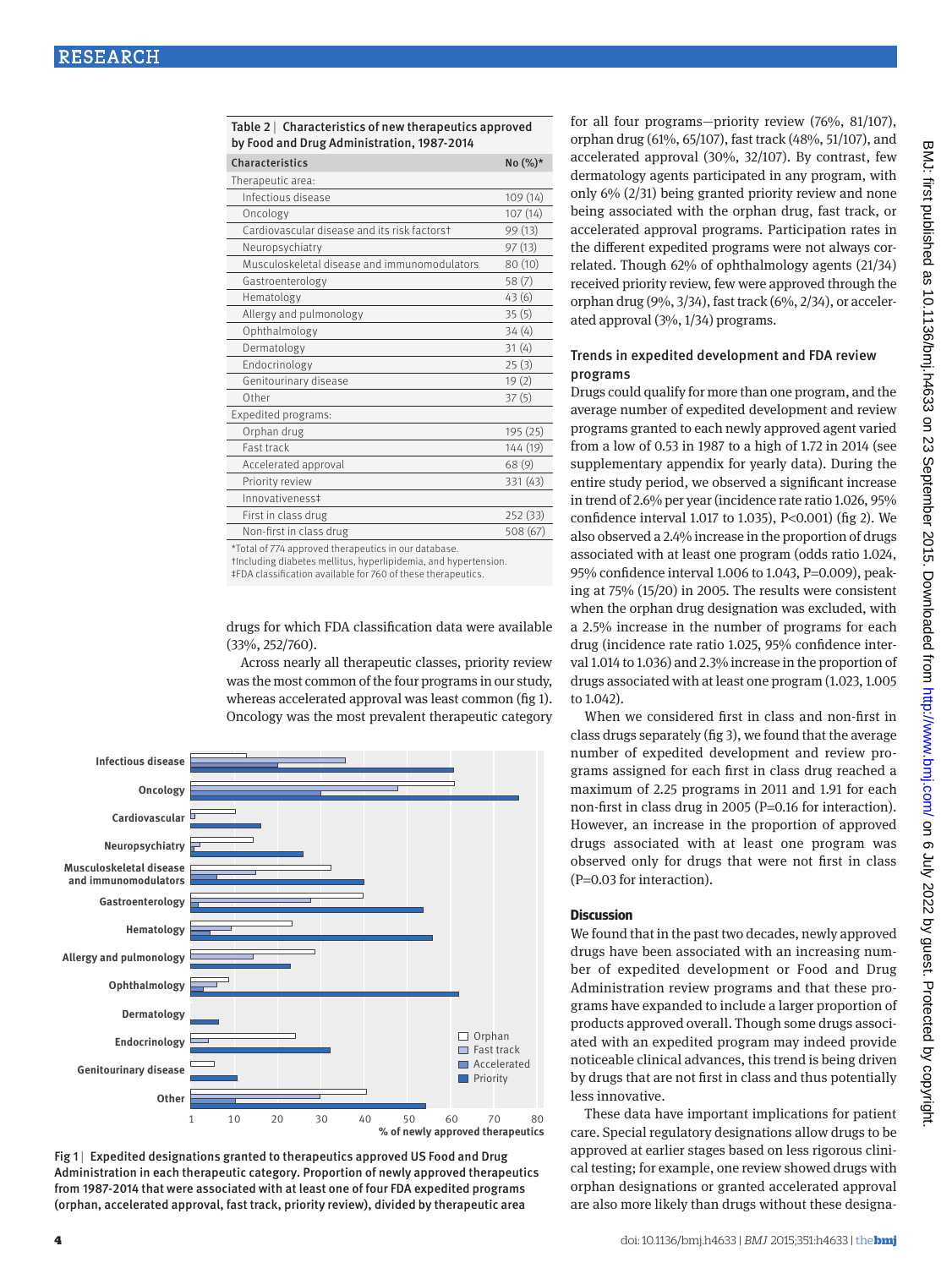Table 2 | Characteristics of new therapeutics approved by Food and Drug Administration, 1987-2014

| Characteristics | No (%)* |
|---|---|
| Therapeutic area: | |
| Infectious disease | 109 (14) |
| Oncology | 107 (14) |
| Cardiovascular disease and its risk factors† | 99 (13) |
| Neuropsychiatry | 97 (13) |
| Musculoskeletal disease and immunomodulators | 80 (10) |
| Gastroenterology | 58 (7) |
| Hematology | 43 (6) |
| Allergy and pulmonology | 35 (5) |
| Ophthalmology | 34 (4) |
| Dermatology | 31 (4) |
| Endocrinology | 25 (3) |
| Genitourinary disease | 19 (2) |
| Other | 37 (5) |
| Expedited programs: | |
| Orphan drug | 195 (25) |
| Fast track | 144 (19) |
| Accelerated approval | 68 (9) |
| Priority review | 331 (43) |
| Innovativeness‡ | |
| First in class drug | 252 (33) |
| Non-first in class drug | 508 (67) |

*Total of 774 approved therapeutics in our database.
†Including diabetes mellitus, hyperlipidemia, and hypertension.
‡FDA classification available for 760 of these therapeutics.

drugs for which FDA classification data were available (33%, 252/760).

Across nearly all therapeutic classes, priority review was the most common of the four programs in our study, whereas accelerated approval was least common (fig 1). Oncology was the most prevalent therapeutic category for all four programs—priority review (76%, 81/107), orphan drug (61%, 65/107), fast track (48%, 51/107), and accelerated approval (30%, 32/107). By contrast, few dermatology agents participated in any program, with only 6% (2/31) being granted priority review and none being associated with the orphan drug, fast track, or accelerated approval programs. Participation rates in the different expedited programs were not always correlated. Though 62% of ophthalmology agents (21/34) received priority review, few were approved through the orphan drug (9%, 3/34), fast track (6%, 2/34), or accelerated approval (3%, 1/34) programs.

Fig 1 | Expedited designations granted to therapeutics approved US Food and Drug Administration in each therapeutic category. Proportion of newly approved therapeutics from 1987-2014 that were associated with at least one of four FDA expedited programs (orphan, accelerated approval, fast track, priority review), divided by therapeutic area

### Trends in expedited development and FDA review programs

Drugs could qualify for more than one program, and the average number of expedited development and review programs granted to each newly approved agent varied from a low of 0.53 in 1987 to a high of 1.72 in 2014 (see supplementary appendix for yearly data). During the entire study period, we observed a significant increase in trend of 2.6% per year (incidence rate ratio 1.026, 95% confidence interval 1.017 to 1.035), P<0.001) (fig 2). We also observed a 2.4% increase in the proportion of drugs associated with at least one program (odds ratio 1.024, 95% confidence interval 1.006 to 1.043, P=0.009), peaking at 75% (15/20) in 2005. The results were consistent when the orphan drug designation was excluded, with a 2.5% increase in the number of programs for each drug (incidence rate ratio 1.025, 95% confidence interval 1.014 to 1.036) and 2.3% increase in the proportion of drugs associated with at least one program (1.023, 1.005 to 1.042).

When we considered first in class and non-first in class drugs separately (fig 3), we found that the average number of expedited development and review programs assigned for each first in class drug reached a maximum of 2.25 programs in 2011 and 1.91 for each non-first in class drug in 2005 (P=0.16 for interaction). However, an increase in the proportion of approved drugs associated with at least one program was observed only for drugs that were not first in class (P=0.03 for interaction).

## Discussion

We found that in the past two decades, newly approved drugs have been associated with an increasing number of expedited development or Food and Drug Administration review programs and that these programs have expanded to include a larger proportion of products approved overall. Though some drugs associated with an expedited program may indeed provide noticeable clinical advances, this trend is being driven by drugs that are not first in class and thus potentially less innovative.

These data have important implications for patient care. Special regulatory designations allow drugs to be approved at earlier stages based on less rigorous clinical testing; for example, one review showed drugs with orphan designations or granted accelerated approval are also more likely than drugs without these designa-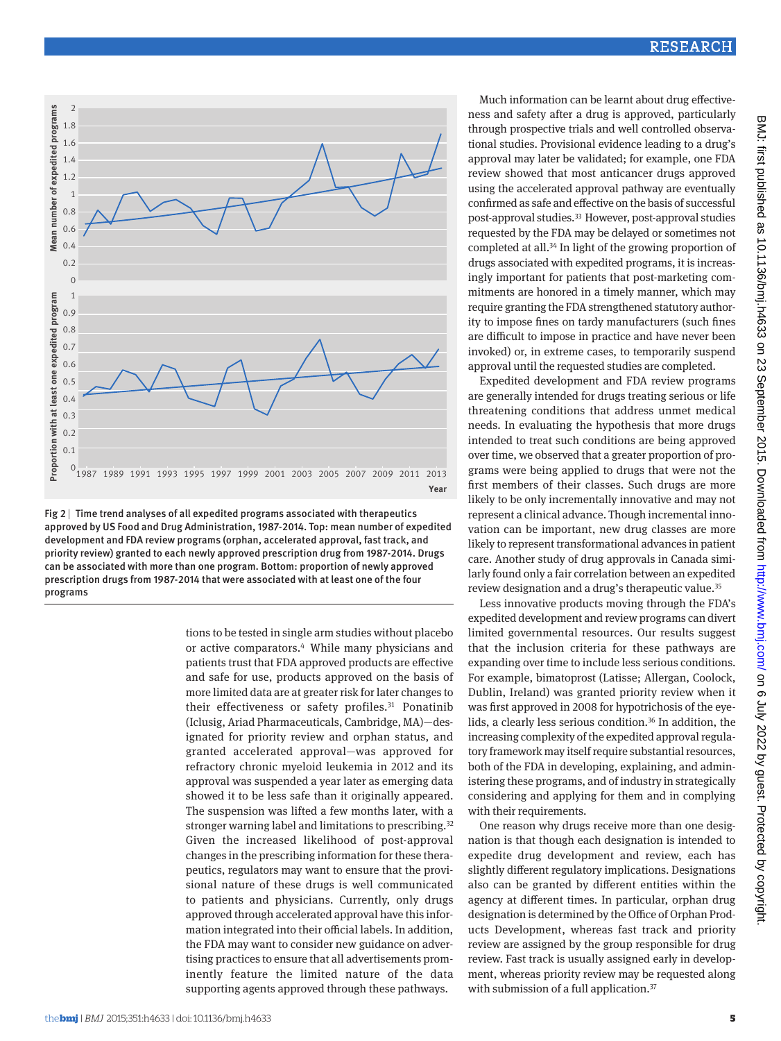Mean number of expedited programs

2
1.8
1.6
1.4
1.2
1
0.8
0.6
0.4
0.2
0

Proportion with at least one expedited program

1
0.9
0.8
0.7
0.6
0.5
0.4
0.3
0.2
0.1
0

1987 1989 1991 1993 1995 1997 1999 2001 2003 2005 2007 2009 2011 2013

Year

Fig 2 | Time trend analyses of all expedited programs associated with therapeutics approved by US Food and Drug Administration, 1987-2014. Top: mean number of expedited development and FDA review programs (orphan, accelerated approval, fast track, and priority review) granted to each newly approved prescription drug from 1987-2014. Drugs can be associated with more than one program. Bottom: proportion of newly approved prescription drugs from 1987-2014 that were associated with at least one of the four programs

tions to be tested in single arm studies without placebo or active comparators.[4] While many physicians and patients trust that FDA approved products are effective and safe for use, products approved on the basis of more limited data are at greater risk for later changes to their effectiveness or safety profiles.[31] Ponatinib (Iclusig, Ariad Pharmaceuticals, Cambridge, MA)—designated for priority review and orphan status, and granted accelerated approval—was approved for refractory chronic myeloid leukemia in 2012 and its approval was suspended a year later as emerging data showed it to be less safe than it originally appeared. The suspension was lifted a few months later, with a stronger warning label and limitations to prescribing.[32] Given the increased likelihood of post-approval changes in the prescribing information for these therapeutics, regulators may want to ensure that the provisional nature of these drugs is well communicated to patients and physicians. Currently, only drugs approved through accelerated approval have this information integrated into their official labels. In addition, the FDA may want to consider new guidance on advertising practices to ensure that all advertisements prominently feature the limited nature of the data supporting agents approved through these pathways.

Much information can be learnt about drug effectiveness and safety after a drug is approved, particularly through prospective trials and well controlled observational studies. Provisional evidence leading to a drug's approval may later be validated; for example, one FDA review showed that most anticancer drugs approved using the accelerated approval pathway are eventually confirmed as safe and effective on the basis of successful post-approval studies.[33] However, post-approval studies requested by the FDA may be delayed or sometimes not completed at all.[34] In light of the growing proportion of drugs associated with expedited programs, it is increasingly important for patients that post-marketing commitments are honored in a timely manner, which may require granting the FDA strengthened statutory authority to impose fines on tardy manufacturers (such fines are difficult to impose in practice and have never been invoked) or, in extreme cases, to temporarily suspend approval until the requested studies are completed.

Expedited development and FDA review programs are generally intended for drugs treating serious or life threatening conditions that address unmet medical needs. In evaluating the hypothesis that more drugs intended to treat such conditions are being approved over time, we observed that a greater proportion of programs were being applied to drugs that were not the first members of their classes. Such drugs are more likely to be only incrementally innovative and may not represent a clinical advance. Though incremental innovation can be important, new drug classes are more likely to represent transformational advances in patient care. Another study of drug approvals in Canada similarly found only a fair correlation between an expedited review designation and a drug's therapeutic value.[35]

Less innovative products moving through the FDA's expedited development and review programs can divert limited governmental resources. Our results suggest that the inclusion criteria for these pathways are expanding over time to include less serious conditions. For example, bimatoprost (Latisse; Allergan, Coolock, Dublin, Ireland) was granted priority review when it was first approved in 2008 for hypotrichosis of the eyelids, a clearly less serious condition.[36] In addition, the increasing complexity of the expedited approval regulatory framework may itself require substantial resources, both of the FDA in developing, explaining, and administering these programs, and of industry in strategically considering and applying for them and in complying with their requirements.

One reason why drugs receive more than one designation is that though each designation is intended to expedite drug development and review, each has slightly different regulatory implications. Designations also can be granted by different entities within the agency at different times. In particular, orphan drug designation is determined by the Office of Orphan Products Development, whereas fast track and priority review are assigned by the group responsible for drug review. Fast track is usually assigned early in development, whereas priority review may be requested along with submission of a full application.[37]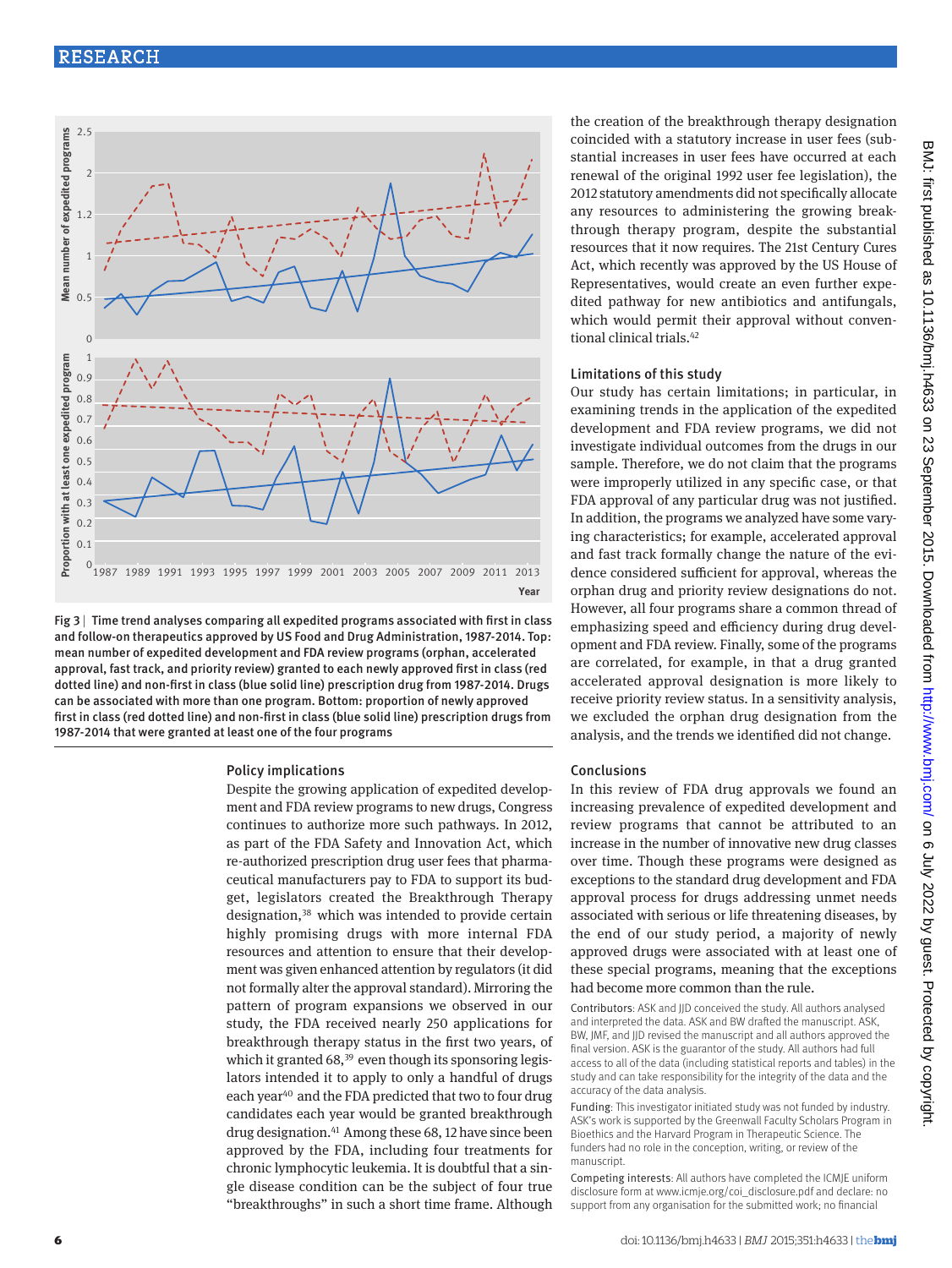Mean number of expedited programs

2.5

2

1.2

1

0.5

0

Proportion with at least one expedited program

1

0.9

0.8

0.7

0.6

0.5

0.4

0.3

0.2

0.1

0

1987 1989 1991 1993 1995 1997 1999 2001 2003 2005 2007 2009 2011 2013

Year

Fig 3 | Time trend analyses comparing all expedited programs associated with first in class and follow-on therapeutics approved by US Food and Drug Administration, 1987-2014. Top: mean number of expedited development and FDA review programs (orphan, accelerated approval, fast track, and priority review) granted to each newly approved first in class (red dotted line) and non-first in class (blue solid line) prescription drug from 1987-2014. Drugs can be associated with more than one program. Bottom: proportion of newly approved first in class (red dotted line) and non-first in class (blue solid line) prescription drugs from 1987-2014 that were granted at least one of the four programs

### Policy implications

Despite the growing application of expedited development and FDA review programs to new drugs, Congress continues to authorize more such pathways. In 2012, as part of the FDA Safety and Innovation Act, which re-authorized prescription drug user fees that pharmaceutical manufacturers pay to FDA to support its budget, legislators created the Breakthrough Therapy designation,[38] which was intended to provide certain highly promising drugs with more internal FDA resources and attention to ensure that their development was given enhanced attention by regulators (it did not formally alter the approval standard). Mirroring the pattern of program expansions we observed in our study, the FDA received nearly 250 applications for breakthrough therapy status in the first two years, of which it granted 68,[39] even though its sponsoring legislators intended it to apply to only a handful of drugs each year[40] and the FDA predicted that two to four drug candidates each year would be granted breakthrough drug designation.[41] Among these 68, 12 have since been approved by the FDA, including four treatments for chronic lymphocytic leukemia. It is doubtful that a single disease condition can be the subject of four true "breakthroughs" in such a short time frame. Although the creation of the breakthrough therapy designation coincided with a statutory increase in user fees (substantial increases in user fees have occurred at each renewal of the original 1992 user fee legislation), the 2012 statutory amendments did not specifically allocate any resources to administering the growing breakthrough therapy program, despite the substantial resources that it now requires. The 21st Century Cures Act, which recently was approved by the US House of Representatives, would create an even further expedited pathway for new antibiotics and antifungals, which would permit their approval without conventional clinical trials.[42]

### Limitations of this study

Our study has certain limitations; in particular, in examining trends in the application of the expedited development and FDA review programs, we did not investigate individual outcomes from the drugs in our sample. Therefore, we do not claim that the programs were improperly utilized in any specific case, or that FDA approval of any particular drug was not justified. In addition, the programs we analyzed have some varying characteristics; for example, accelerated approval and fast track formally change the nature of the evidence considered sufficient for approval, whereas the orphan drug and priority review designations do not. However, all four programs share a common thread of emphasizing speed and efficiency during drug development and FDA review. Finally, some of the programs are correlated, for example, in that a drug granted accelerated approval designation is more likely to receive priority review status. In a sensitivity analysis, we excluded the orphan drug designation from the analysis, and the trends we identified did not change.

## Conclusions

In this review of FDA drug approvals we found an increasing prevalence of expedited development and review programs that cannot be attributed to an increase in the number of innovative new drug classes over time. Though these programs were designed as exceptions to the standard drug development and FDA approval process for drugs addressing unmet needs associated with serious or life threatening diseases, by the end of our study period, a majority of newly approved drugs were associated with at least one of these special programs, meaning that the exceptions had become more common than the rule.

Contributors: ASK and JJD conceived the study. All authors analysed and interpreted the data. ASK and BW drafted the manuscript. ASK, BW, JMF, and JJD revised the manuscript and all authors approved the final version. ASK is the guarantor of the study. All authors had full access to all of the data (including statistical reports and tables) in the study and can take responsibility for the integrity of the data and the accuracy of the data analysis.

Funding: This investigator initiated study was not funded by industry. ASK's work is supported by the Greenwall Faculty Scholars Program in Bioethics and the Harvard Program in Therapeutic Science. The funders had no role in the conception, writing, or review of the manuscript.

Competing interests: All authors have completed the ICMJE uniform disclosure form at www.icmje.org/coi_disclosure.pdf and declare: no support from any organisation for the submitted work; no financial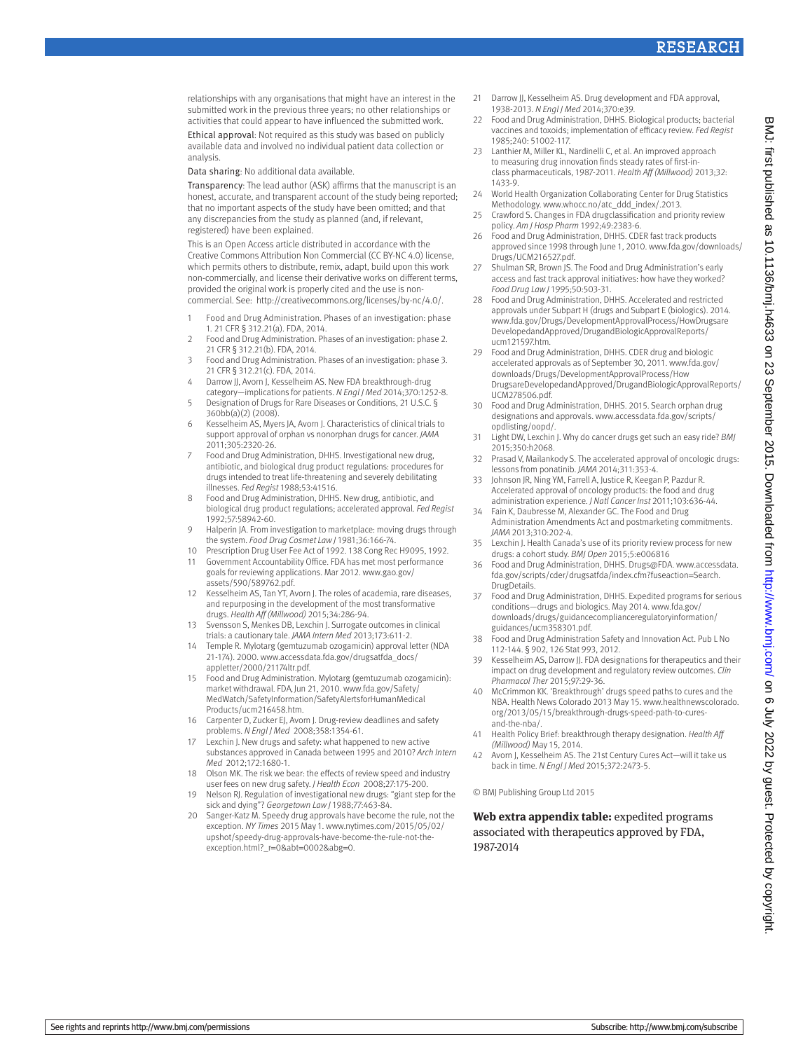relationships with any organisations that might have an interest in the submitted work in the previous three years; no other relationships or activities that could appear to have influenced the submitted work.

Ethical approval: Not required as this study was based on publicly available data and involved no individual patient data collection or analysis.

Data sharing: No additional data available.

Transparency: The lead author (ASK) affirms that the manuscript is an honest, accurate, and transparent account of the study being reported; that no important aspects of the study have been omitted; and that any discrepancies from the study as planned (and, if relevant, registered) have been explained.

This is an Open Access article distributed in accordance with the Creative Commons Attribution Non Commercial (CC BY-NC 4.0) license, which permits others to distribute, remix, adapt, build upon this work non-commercially, and license their derivative works on different terms, provided the original work is properly cited and the use is non-commercial. See: http://creativecommons.org/licenses/by-nc/4.0/.

1. Food and Drug Administration. Phases of an investigation: phase 1. 21 CFR § 312.21(a). FDA, 2014.
2. Food and Drug Administration. Phases of an investigation: phase 2. 21 CFR § 312.21(b). FDA, 2014.
3. Food and Drug Administration. Phases of an investigation: phase 3. 21 CFR § 312.21(c). FDA, 2014.
4. Darrow JJ, Avorn J, Kesselheim AS. New FDA breakthrough-drug category—implications for patients. *N Engl J Med* 2014;370:1252-8.
5. Designation of Drugs for Rare Diseases or Conditions, 21 U.S.C. § 360bb(a)(2) (2008).
6. Kesselheim AS, Myers JA, Avorn J. Characteristics of clinical trials to support approval of orphan vs nonorphan drugs for cancer. *JAMA* 2011;305:2320-26.
7. Food and Drug Administration, DHHS. Investigational new drug, antibiotic, and biological drug product regulations: procedures for drugs intended to treat life-threatening and severely debilitating illnesses. *Fed Regist* 1988;53:41516.
8. Food and Drug Administration, DHHS. New drug, antibiotic, and biological drug product regulations; accelerated approval. *Fed Regist* 1992;57:58942-60.
9. Halperin JA. From investigation to marketplace: moving drugs through the system. *Food Drug Cosmet Law J* 1981;36:166-74.
10. Prescription Drug User Fee Act of 1992. 138 Cong Rec H9095, 1992.
11. Government Accountability Office. FDA has met most performance goals for reviewing applications. Mar 2012. www.gao.gov/assets/590/589762.pdf.
12. Kesselheim AS, Tan YT, Avorn J. The roles of academia, rare diseases, and repurposing in the development of the most transformative drugs. *Health Aff (Millwood)* 2015;34:286-94.
13. Svensson S, Menkes DB, Lexchin J. Surrogate outcomes in clinical trials: a cautionary tale. *JAMA Intern Med* 2013;173:611-2.
14. Temple R. Mylotarg (gemtuzumab ozogamicin) approval letter (NDA 21-174). 2000. www.accessdata.fda.gov/drugsatfda_docs/appletter/2000/21174ltr.pdf.
15. Food and Drug Administration. Mylotarg (gemtuzumab ozogamicin): market withdrawal. FDA, Jun 21, 2010. www.fda.gov/Safety/MedWatch/SafetyInformation/SafetyAlertsforHumanMedicalProducts/ucm216458.htm.
16. Carpenter D, Zucker EJ, Avorn J. Drug-review deadlines and safety problems. *N Engl J Med* 2008;358:1354-61.
17. Lexchin J. New drugs and safety: what happened to new active substances approved in Canada between 1995 and 2010? *Arch Intern Med* 2012;172:1680-1.
18. Olson MK. The risk we bear: the effects of review speed and industry user fees on new drug safety. *J Health Econ* 2008;27:175-200.
19. Nelson RJ. Regulation of investigational new drugs: "giant step for the sick and dying"? *Georgetown Law J* 1988;77:463-84.
20. Sanger-Katz M. Speedy drug approvals have become the rule, not the exception. *NY Times* 2015 May 1. www.nytimes.com/2015/05/02/upshot/speedy-drug-approvals-have-become-the-rule-not-the-exception.html?_r=0&abt=0002&abg=0.
21. Darrow JJ, Kesselheim AS. Drug development and FDA approval, 1938-2013. *N Engl J Med* 2014;370:e39.
22. Food and Drug Administration, DHHS. Biological products; bacterial vaccines and toxoids; implementation of efficacy review. *Fed Regist* 1985;240: 51002-117.
23. Lanthier M, Miller KL, Nardinelli C, et al. An improved approach to measuring drug innovation finds steady rates of first-in-class pharmaceuticals, 1987-2011. *Health Aff (Millwood)* 2013;32: 1433-9.
24. World Health Organization Collaborating Center for Drug Statistics Methodology. www.whocc.no/atc_ddd_index/.2013.
25. Crawford S. Changes in FDA drugclassification and priority review policy. *Am J Hosp Pharm* 1992;49:2383-6.
26. Food and Drug Administration, DHHS. CDER fast track products approved since 1998 through June 1, 2010. www.fda.gov/downloads/Drugs/UCM216527.pdf.
27. Shulman SR, Brown JS. The Food and Drug Administration's early access and fast track approval initiatives: how have they worked? *Food Drug Law J* 1995;50:503-31.
28. Food and Drug Administration, DHHS. Accelerated and restricted approvals under Subpart H (drugs and Subpart E (biologics). 2014. www.fda.gov/Drugs/DevelopmentApprovalProcess/HowDrugsareDevelopedandApproved/DrugandBiologicApprovalReports/ucm121597.htm.
29. Food and Drug Administration, DHHS. CDER drug and biologic accelerated approvals as of September 30, 2011. www.fda.gov/downloads/Drugs/DevelopmentApprovalProcess/HowDrugsareDevelopedandApproved/DrugandBiologicApprovalReports/UCM278506.pdf.
30. Food and Drug Administration, DHHS. 2015. Search orphan drug designations and approvals. www.accessdata.fda.gov/scripts/opdlisting/oopd/.
31. Light DW, Lexchin J. Why do cancer drugs get such an easy ride? *BMJ* 2015;350:h2068.
32. Prasad V, Mailankody S. The accelerated approval of oncologic drugs: lessons from ponatinib. *JAMA* 2014;311:353-4.
33. Johnson JR, Ning YM, Farrell A, Justice R, Keegan P, Pazdur R. Accelerated approval of oncology products: the food and drug administration experience. *J Natl Cancer Inst* 2011;103:636-44.
34. Fain K, Daubresse M, Alexander GC. The Food and Drug Administration Amendments Act and postmarketing commitments. *JAMA* 2013;310:202-4.
35. Lexchin J. Health Canada's use of its priority review process for new drugs: a cohort study. *BMJ Open* 2015;5:e006816
36. Food and Drug Administration, DHHS. Drugs@FDA. www.accessdata.fda.gov/scripts/cder/drugsatfda/index.cfm?fuseaction=Search.DrugDetails.
37. Food and Drug Administration, DHHS. Expedited programs for serious conditions—drugs and biologics. May 2014. www.fda.gov/downloads/drugs/guidancecomplianceregulatoryinformation/guidances/ucm358301.pdf.
38. Food and Drug Administration Safety and Innovation Act. Pub L No 112-144. § 902, 126 Stat 993, 2012.
39. Kesselheim AS, Darrow JJ. FDA designations for therapeutics and their impact on drug development and regulatory review outcomes. *Clin Pharmacol Ther* 2015;97:29-36.
40. McCrimmon KK. 'Breakthrough' drugs speed paths to cures and the NBA. Health News Colorado 2013 May 15. www.healthnewscolorado.org/2013/05/15/breakthrough-drugs-speed-path-to-cures-and-the-nba/.
41. Health Policy Brief: breakthrough therapy designation. *Health Aff (Millwood)* May 15, 2014.
42. Avorn J, Kesselheim AS. The 21st Century Cures Act—will it take us back in time. *N Engl J Med* 2015;372:2473-5.

© BMJ Publishing Group Ltd 2015

**Web extra appendix table:** expedited programs associated with therapeutics approved by FDA, 1987-2014